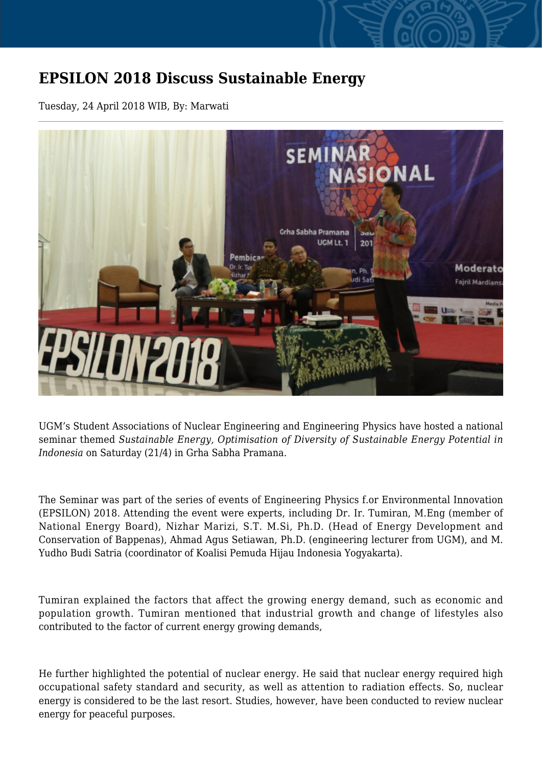# EPSILON 2018 Discuss Sustainable Energy

Tuesday, 24 April 2018 WIB, By: Marwati

UGM's Student Associations of Nuclear Engineering and Engineering Physics have hosted a national seminar themed *Sustainable Energy, Optimisation of Diversity of Sustainable Energy Potential in Indonesia* on Saturday (21/4) in Grha Sabha Pramana.

The Seminar was part of the series of events of Engineering Physics f.or Environmental Innovation (EPSILON) 2018. Attending the event were experts, including Dr. Ir. Tumiran, M.Eng (member of National Energy Board), Nizhar Marizi, S.T. M.Si, Ph.D. (Head of Energy Development and Conservation of Bappenas), Ahmad Agus Setiawan, Ph.D. (engineering lecturer from UGM), and M. Yudho Budi Satria (coordinator of Koalisi Pemuda Hijau Indonesia Yogyakarta).

Tumiran explained the factors that affect the growing energy demand, such as economic and population growth. Tumiran mentioned that industrial growth and change of lifestyles also contributed to the factor of current energy growing demands,

He further highlighted the potential of nuclear energy. He said that nuclear energy required high occupational safety standard and security, as well as attention to radiation effects. So, nuclear energy is considered to be the last resort. Studies, however, have been conducted to review nuclear energy for peaceful purposes.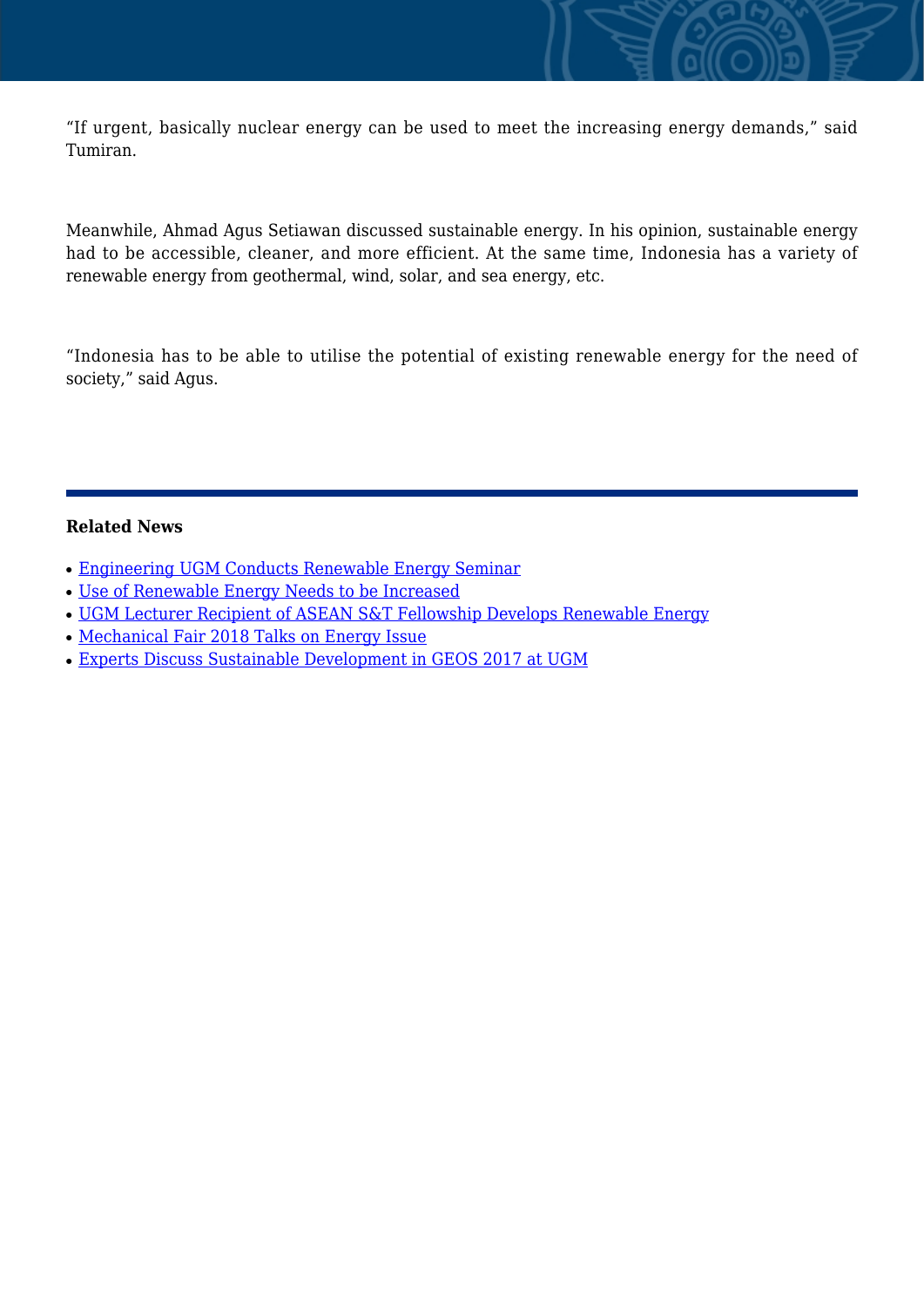“If urgent, basically nuclear energy can be used to meet the increasing energy demands,” said Tumiran.

Meanwhile, Ahmad Agus Setiawan discussed sustainable energy. In his opinion, sustainable energy had to be accessible, cleaner, and more efficient. At the same time, Indonesia has a variety of renewable energy from geothermal, wind, solar, and sea energy, etc.

“Indonesia has to be able to utilise the potential of existing renewable energy for the need of society,” said Agus.

---

**Related News**

- Engineering UGM Conducts Renewable Energy Seminar
- Use of Renewable Energy Needs to be Increased
- UGM Lecturer Recipient of ASEAN S&T Fellowship Develops Renewable Energy
- Mechanical Fair 2018 Talks on Energy Issue
- Experts Discuss Sustainable Development in GEOS 2017 at UGM